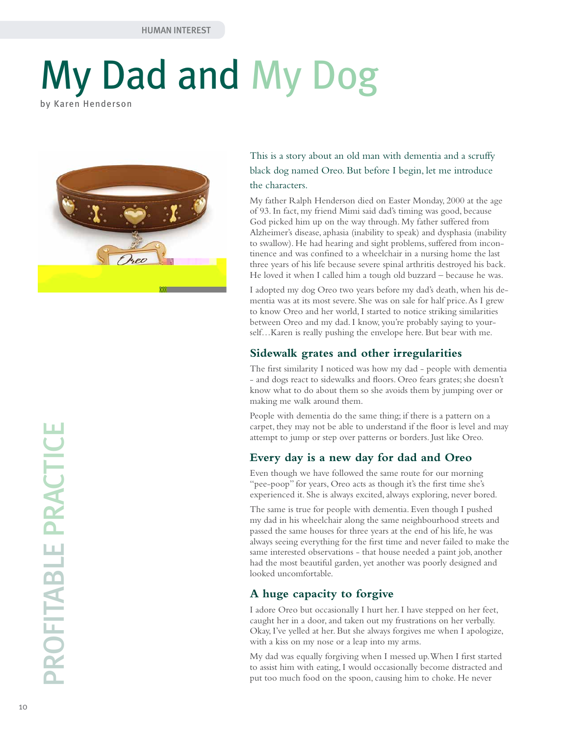HUMAN INTEREST

# My Dad and My Dog

by Karen Henderson

This is a story about an old man with dementia and a scruffy black dog named Oreo. But before I begin, let me introduce the characters.

My father Ralph Henderson died on Easter Monday, 2000 at the age of 93. In fact, my friend Mimi said dad's timing was good, because God picked him up on the way through. My father suffered from Alzheimer's disease, aphasia (inability to speak) and dysphasia (inability to swallow). He had hearing and sight problems, suffered from incontinence and was confined to a wheelchair in a nursing home the last three years of his life because severe spinal arthritis destroyed his back. He loved it when I called him a tough old buzzard – because he was.

I adopted my dog Oreo two years before my dad's death, when his dementia was at its most severe. She was on sale for half price. As I grew to know Oreo and her world, I started to notice striking similarities between Oreo and my dad. I know, you're probably saying to yourself…Karen is really pushing the envelope here. But bear with me.

## Sidewalk grates and other irregularities

The first similarity I noticed was how my dad - people with dementia - and dogs react to sidewalks and floors. Oreo fears grates; she doesn't know what to do about them so she avoids them by jumping over or making me walk around them.

People with dementia do the same thing; if there is a pattern on a carpet, they may not be able to understand if the floor is level and may attempt to jump or step over patterns or borders. Just like Oreo.

## Every day is a new day for dad and Oreo

Even though we have followed the same route for our morning "pee-poop" for years, Oreo acts as though it's the first time she's experienced it. She is always excited, always exploring, never bored.

The same is true for people with dementia. Even though I pushed my dad in his wheelchair along the same neighbourhood streets and passed the same houses for three years at the end of his life, he was always seeing everything for the first time and never failed to make the same interested observations - that house needed a paint job, another had the most beautiful garden, yet another was poorly designed and looked uncomfortable.

## A huge capacity to forgive

I adore Oreo but occasionally I hurt her. I have stepped on her feet, caught her in a door, and taken out my frustrations on her verbally. Okay, I've yelled at her. But she always forgives me when I apologize, with a kiss on my nose or a leap into my arms.

My dad was equally forgiving when I messed up. When I first started to assist him with eating, I would occasionally become distracted and put too much food on the spoon, causing him to choke. He never

PROFITABLE PRACTICE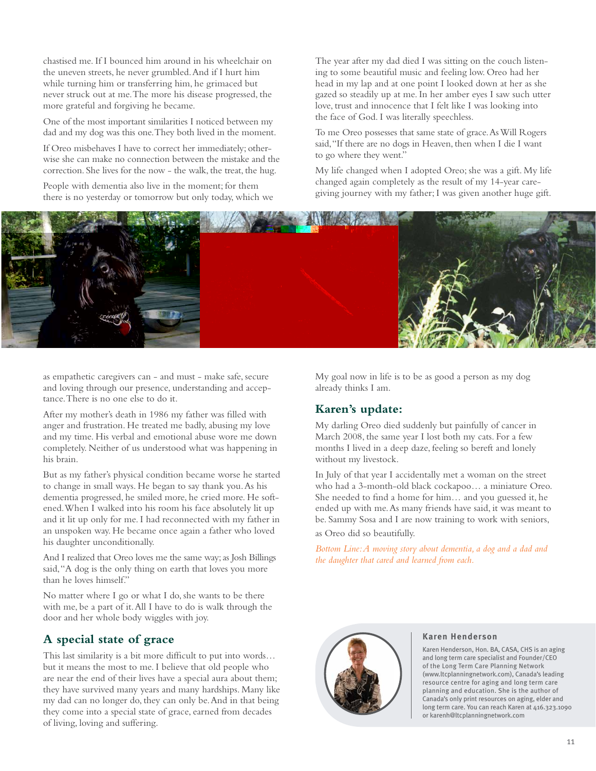chastised me. If I bounced him around in his wheelchair on the uneven streets, he never grumbled. And if I hurt him while turning him or transferring him, he grimaced but never struck out at me. The more his disease progressed, the more grateful and forgiving he became.

One of the most important similarities I noticed between my dad and my dog was this one. They both lived in the moment.

If Oreo misbehaves I have to correct her immediately; otherwise she can make no connection between the mistake and the correction. She lives for the now - the walk, the treat, the hug.

People with dementia also live in the moment; for them there is no yesterday or tomorrow but only today, which we as empathetic caregivers can - and must - make safe, secure and loving through our presence, understanding and acceptance. There is no one else to do it.

After my mother's death in 1986 my father was filled with anger and frustration. He treated me badly, abusing my love and my time. His verbal and emotional abuse wore me down completely. Neither of us understood what was happening in his brain.

But as my father's physical condition became worse he started to change in small ways. He began to say thank you. As his dementia progressed, he smiled more, he cried more. He softened. When I walked into his room his face absolutely lit up and it lit up only for me. I had reconnected with my father in an unspoken way. He became once again a father who loved his daughter unconditionally.

And I realized that Oreo loves me the same way; as Josh Billings said, "A dog is the only thing on earth that loves you more than he loves himself."

No matter where I go or what I do, she wants to be there with me, be a part of it. All I have to do is walk through the door and her whole body wiggles with joy.

## A special state of grace

This last similarity is a bit more difficult to put into words… but it means the most to me. I believe that old people who are near the end of their lives have a special aura about them; they have survived many years and many hardships. Many like my dad can no longer do, they can only be. And in that being they come into a special state of grace, earned from decades of living, loving and suffering.

The year after my dad died I was sitting on the couch listening to some beautiful music and feeling low. Oreo had her head in my lap and at one point I looked down at her as she gazed so steadily up at me. In her amber eyes I saw such utter love, trust and innocence that I felt like I was looking into the face of God. I was literally speechless.

To me Oreo possesses that same state of grace. As Will Rogers said, "If there are no dogs in Heaven, then when I die I want to go where they went."

My life changed when I adopted Oreo; she was a gift. My life changed again completely as the result of my 14-year caregiving journey with my father; I was given another huge gift.

My goal now in life is to be as good a person as my dog already thinks I am.

## Karen's update:

My darling Oreo died suddenly but painfully of cancer in March 2008, the same year I lost both my cats. For a few months I lived in a deep daze, feeling so bereft and lonely without my livestock.

In July of that year I accidentally met a woman on the street who had a 3-month-old black cockapoo… a miniature Oreo. She needed to find a home for him… and you guessed it, he ended up with me. As many friends have said, it was meant to be. Sammy Sosa and I are now training to work with seniors, as Oreo did so beautifully.

*Bottom Line: A moving story about dementia, a dog and a dad and the daughter that cared and learned from each.*

**Karen Henderson**

Karen Henderson, Hon. BA, CASA, CHS is an aging and long term care specialist and Founder/CEO of the Long Term Care Planning Network (www.ltcplanningnetwork.com), Canada's leading resource centre for aging and long term care planning and education. She is the author of Canada's only print resources on aging, elder and long term care. You can reach Karen at 416.323.1090 or karenh@ltcplanningnetwork.com